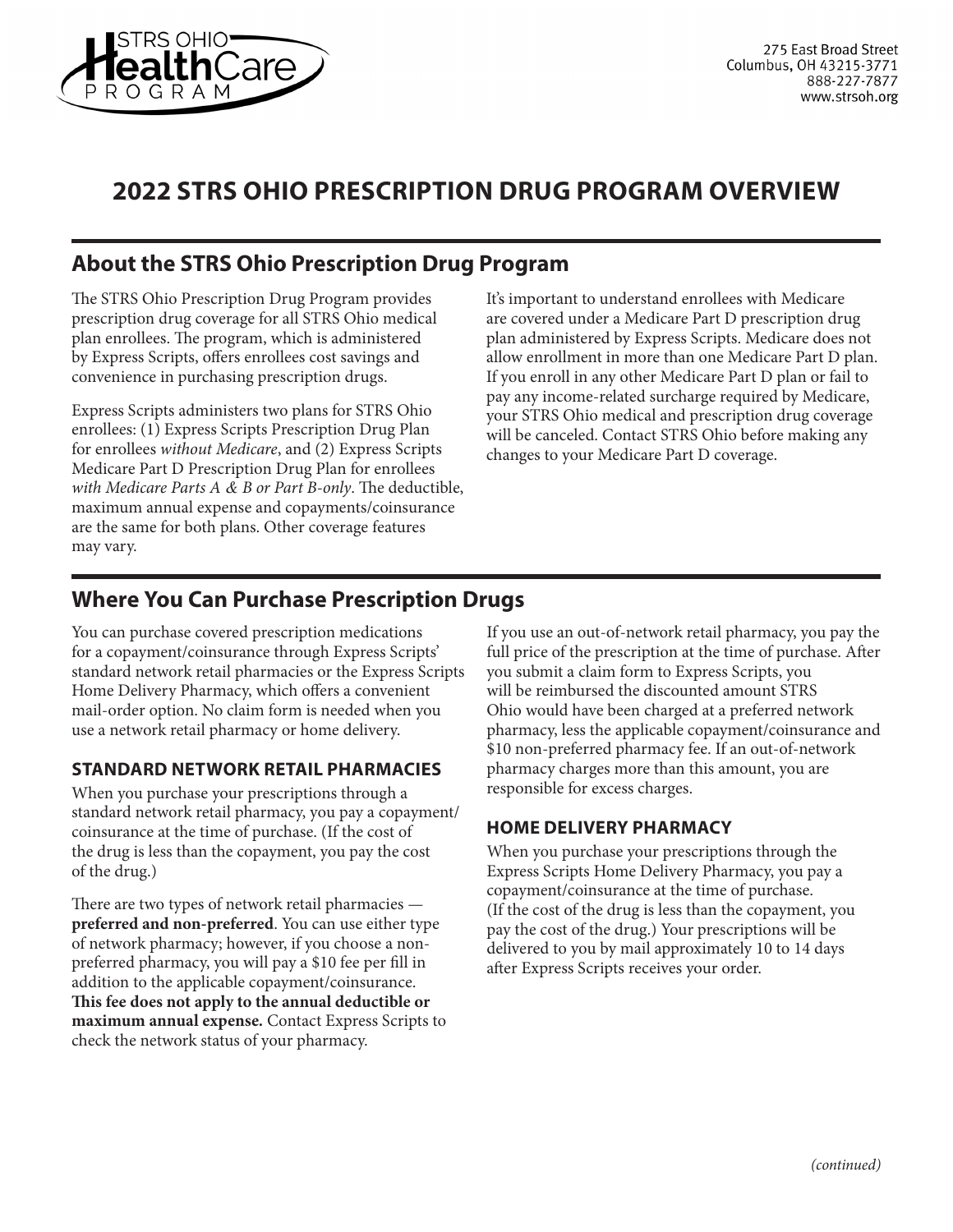STRS OHIO HealthCare PROGRAM

275 East Broad Street
Columbus, OH 43215-3771
888-227-7877
www.strsoh.org

# 2022 STRS OHIO PRESCRIPTION DRUG PROGRAM OVERVIEW

## About the STRS Ohio Prescription Drug Program

The STRS Ohio Prescription Drug Program provides prescription drug coverage for all STRS Ohio medical plan enrollees. The program, which is administered by Express Scripts, offers enrollees cost savings and convenience in purchasing prescription drugs.

Express Scripts administers two plans for STRS Ohio enrollees: (1) Express Scripts Prescription Drug Plan for enrollees *without Medicare*, and (2) Express Scripts Medicare Part D Prescription Drug Plan for enrollees *with Medicare Parts A & B or Part B-only*. The deductible, maximum annual expense and copayments/coinsurance are the same for both plans. Other coverage features may vary.

It's important to understand enrollees with Medicare are covered under a Medicare Part D prescription drug plan administered by Express Scripts. Medicare does not allow enrollment in more than one Medicare Part D plan. If you enroll in any other Medicare Part D plan or fail to pay any income-related surcharge required by Medicare, your STRS Ohio medical and prescription drug coverage will be canceled. Contact STRS Ohio before making any changes to your Medicare Part D coverage.

## Where You Can Purchase Prescription Drugs

You can purchase covered prescription medications for a copayment/coinsurance through Express Scripts' standard network retail pharmacies or the Express Scripts Home Delivery Pharmacy, which offers a convenient mail-order option. No claim form is needed when you use a network retail pharmacy or home delivery.

### STANDARD NETWORK RETAIL PHARMACIES

When you purchase your prescriptions through a standard network retail pharmacy, you pay a copayment/coinsurance at the time of purchase. (If the cost of the drug is less than the copayment, you pay the cost of the drug.)

There are two types of network retail pharmacies — **preferred and non-preferred**. You can use either type of network pharmacy; however, if you choose a non-preferred pharmacy, you will pay a $10 fee per fill in addition to the applicable copayment/coinsurance. **This fee does not apply to the annual deductible or maximum annual expense.** Contact Express Scripts to check the network status of your pharmacy.

If you use an out-of-network retail pharmacy, you pay the full price of the prescription at the time of purchase. After you submit a claim form to Express Scripts, you will be reimbursed the discounted amount STRS Ohio would have been charged at a preferred network pharmacy, less the applicable copayment/coinsurance and $10 non-preferred pharmacy fee. If an out-of-network pharmacy charges more than this amount, you are responsible for excess charges.

### HOME DELIVERY PHARMACY

When you purchase your prescriptions through the Express Scripts Home Delivery Pharmacy, you pay a copayment/coinsurance at the time of purchase. (If the cost of the drug is less than the copayment, you pay the cost of the drug.) Your prescriptions will be delivered to you by mail approximately 10 to 14 days after Express Scripts receives your order.

*(continued)*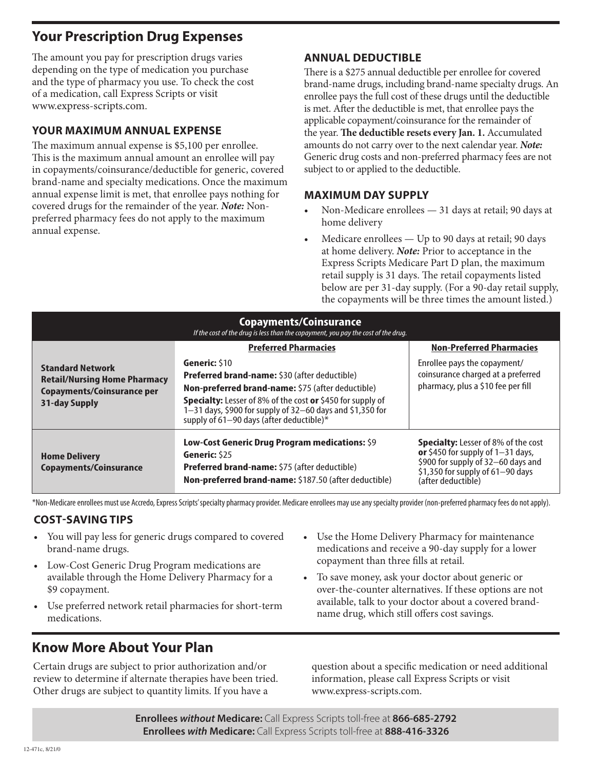## Your Prescription Drug Expenses

The amount you pay for prescription drugs varies depending on the type of medication you purchase and the type of pharmacy you use. To check the cost of a medication, call Express Scripts or visit www.express-scripts.com.

### YOUR MAXIMUM ANNUAL EXPENSE

The maximum annual expense is $5,100 per enrollee. This is the maximum annual amount an enrollee will pay in copayments/coinsurance/deductible for generic, covered brand-name and specialty medications. Once the maximum annual expense limit is met, that enrollee pays nothing for covered drugs for the remainder of the year. ***Note:*** Non-preferred pharmacy fees do not apply to the maximum annual expense.

### ANNUAL DEDUCTIBLE

There is a $275 annual deductible per enrollee for covered brand-name drugs, including brand-name specialty drugs. An enrollee pays the full cost of these drugs until the deductible is met. After the deductible is met, that enrollee pays the applicable copayment/coinsurance for the remainder of the year. **The deductible resets every Jan. 1.** Accumulated amounts do not carry over to the next calendar year. ***Note:*** Generic drug costs and non-preferred pharmacy fees are not subject to or applied to the deductible.

### MAXIMUM DAY SUPPLY

- Non-Medicare enrollees — 31 days at retail; 90 days at home delivery
- Medicare enrollees — Up to 90 days at retail; 90 days at home delivery. ***Note:*** Prior to acceptance in the Express Scripts Medicare Part D plan, the maximum retail supply is 31 days. The retail copayments listed below are per 31-day supply. (For a 90-day retail supply, the copayments will be three times the amount listed.)

**Copayments/Coinsurance**

*If the cost of the drug is less than the copayment, you pay the cost of the drug.*

| | Preferred Pharmacies | Non-Preferred Pharmacies |
|---|---|---|
| **Standard Network Retail/Nursing Home Pharmacy Copayments/Coinsurance per 31-day Supply** | **Generic:** $10<br>**Preferred brand-name:** $30 (after deductible)<br>**Non-preferred brand-name:** $75 (after deductible)<br>**Specialty:** Lesser of 8% of the cost **or** $450 for supply of 1–31 days, $900 for supply of 32–60 days and $1,350 for supply of 61–90 days (after deductible)* | Enrollee pays the copayment/coinsurance charged at a preferred pharmacy, plus a $10 fee per fill |
| **Home Delivery Copayments/Coinsurance** | **Low-Cost Generic Drug Program medications:** $9<br>**Generic:** $25<br>**Preferred brand-name:** $75 (after deductible)<br>**Non-preferred brand-name:** $187.50 (after deductible) | **Specialty:** Lesser of 8% of the cost **or** $450 for supply of 1–31 days, $900 for supply of 32–60 days and $1,350 for supply of 61–90 days (after deductible) |

*Non-Medicare enrollees must use Accredo, Express Scripts' specialty pharmacy provider. Medicare enrollees may use any specialty provider (non-preferred pharmacy fees do not apply).

### COST-SAVING TIPS

- You will pay less for generic drugs compared to covered brand-name drugs.
- Low-Cost Generic Drug Program medications are available through the Home Delivery Pharmacy for a $9 copayment.
- Use preferred network retail pharmacies for short-term medications.
- Use the Home Delivery Pharmacy for maintenance medications and receive a 90-day supply for a lower copayment than three fills at retail.
- To save money, ask your doctor about generic or over-the-counter alternatives. If these options are not available, talk to your doctor about a covered brand-name drug, which still offers cost savings.

## Know More About Your Plan

Certain drugs are subject to prior authorization and/or review to determine if alternate therapies have been tried. Other drugs are subject to quantity limits. If you have a question about a specific medication or need additional information, please call Express Scripts or visit www.express-scripts.com.

**Enrollees *without* Medicare:** Call Express Scripts toll-free at **866-685-2792**
**Enrollees *with* Medicare:** Call Express Scripts toll-free at **888-416-3326**

12-471c, 8/21/0